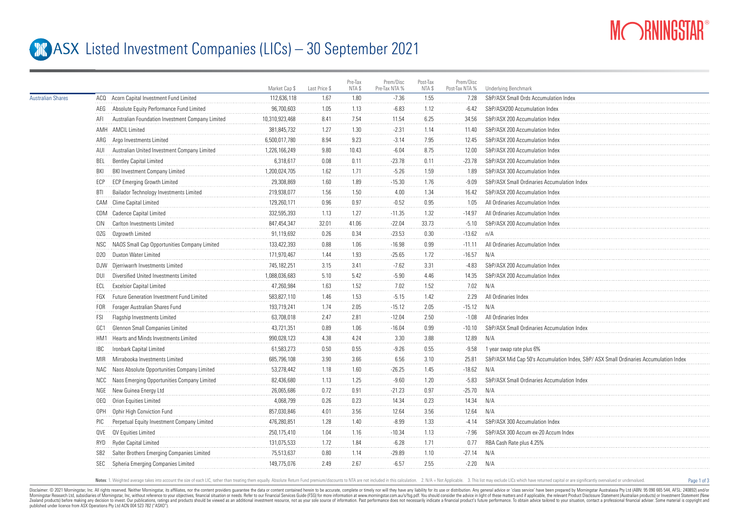# ASX Listed Investment Companies (LICs) – 30 September 2021

| | | | Market Cap $ | Last Price $ | Pre-Tax NTA $ | Prem/Disc Pre-Tax NTA % | Post-Tax NTA $ | Prem/Disc Post-Tax NTA % | Underlying Benchmark |
|---|---|---|---|---|---|---|---|---|---|
| Australian Shares | ACQ | Acorn Capital Investment Fund Limited | 112,636,118 | 1.67 | 1.80 | -7.36 | 1.55 | 7.28 | S&P/ASX Small Ords Accumulation Index |
| | AEG | Absolute Equity Performance Fund Limited | 96,700,603 | 1.05 | 1.13 | -6.83 | 1.12 | -6.42 | S&P/ASX200 Accumulation Index |
| | AFI | Australian Foundation Investment Company Limited | 10,310,923,468 | 8.41 | 7.54 | 11.54 | 6.25 | 34.56 | S&P/ASX 200 Accumulation Index |
| | AMH | AMCIL Limited | 381,845,732 | 1.27 | 1.30 | -2.31 | 1.14 | 11.40 | S&P/ASX 200 Accumulation Index |
| | ARG | Argo Investments Limited | 6,500,017,780 | 8.94 | 9.23 | -3.14 | 7.95 | 12.45 | S&P/ASX 200 Accumulation Index |
| | AUI | Australian United Investment Company Limited | 1,226,166,249 | 9.80 | 10.43 | -6.04 | 8.75 | 12.00 | S&P/ASX 200 Accumulation Index |
| | BEL | Bentley Capital Limited | 6,318,617 | 0.08 | 0.11 | -23.78 | 0.11 | -23.78 | S&P/ASX 200 Accumulation Index |
| | BKI | BKI Investment Company Limited | 1,200,024,705 | 1.62 | 1.71 | -5.26 | 1.59 | 1.89 | S&P/ASX 300 Accumulation Index |
| | ECP | ECP Emerging Growth Limited | 29,308,869 | 1.60 | 1.89 | -15.30 | 1.76 | -9.09 | S&P/ASX Small Ordinaries Accumulation Index |
| | BTI | Bailador Technology Investments Limited | 219,938,077 | 1.56 | 1.50 | 4.00 | 1.34 | 16.42 | S&P/ASX 200 Accumulation Index |
| | CAM | Clime Capital Limited | 129,260,171 | 0.96 | 0.97 | -0.52 | 0.95 | 1.05 | All Ordinaries Accumulation Index |
| | CDM | Cadence Capital Limited | 332,595,393 | 1.13 | 1.27 | -11.35 | 1.32 | -14.97 | All Ordinaries Accumulation Index |
| | CIN | Carlton Investments Limited | 847,454,347 | 32.01 | 41.06 | -22.04 | 33.73 | -5.10 | S&P/ASX 200 Accumulation Index |
| | OZG | Ozgrowth Limited | 91,119,692 | 0.26 | 0.34 | -23.53 | 0.30 | -13.62 | n/A |
| | NSC | NAOS Small Cap Opportunities Company Limited | 133,422,393 | 0.88 | 1.06 | -16.98 | 0.99 | -11.11 | All Ordinaries Accumulation Index |
| | D2O | Duxton Water Limited | 171,970,467 | 1.44 | 1.93 | -25.65 | 1.72 | -16.57 | N/A |
| | DJW | Djerriwarrh Investments Limited | 745,182,251 | 3.15 | 3.41 | -7.62 | 3.31 | -4.83 | S&P/ASX 200 Accumulation Index |
| | DUI | Diversified United Investments Limited | 1,088,036,683 | 5.10 | 5.42 | -5.90 | 4.46 | 14.35 | S&P/ASX 200 Accumulation Index |
| | ECL | Excelsior Capital Limited | 47,260,984 | 1.63 | 1.52 | 7.02 | 1.52 | 7.02 | N/A |
| | FGX | Future Generation Investment Fund Limited | 583,827,110 | 1.46 | 1.53 | -5.15 | 1.42 | 2.29 | All Ordinaries Index |
| | FOR | Forager Australian Shares Fund | 193,719,241 | 1.74 | 2.05 | -15.12 | 2.05 | -15.12 | N/A |
| | FSI | Flagship Investments Limited | 63,708,018 | 2.47 | 2.81 | -12.04 | 2.50 | -1.08 | All Ordinaries Index |
| | GC1 | Glennon Small Companies Limited | 43,721,351 | 0.89 | 1.06 | -16.04 | 0.99 | -10.10 | S&P/ASX Small Ordinaries Accumulation Index |
| | HM1 | Hearts and Minds Investments Limited | 990,028,123 | 4.38 | 4.24 | 3.30 | 3.88 | 12.89 | N/A |
| | IBC | Ironbark Capital Limited | 61,583,273 | 0.50 | 0.55 | -9.26 | 0.55 | -9.58 | 1 year swap rate plus 6% |
| | MIR | Mirrabooka Investments Limited | 685,796,108 | 3.90 | 3.66 | 6.56 | 3.10 | 25.81 | S&P/ASX Mid Cap 50's Accumulation Index, S&P/ ASX Small Ordinaries Accumulation Index |
| | NAC | Naos Absolute Opportunities Company Limited | 53,278,442 | 1.18 | 1.60 | -26.25 | 1.45 | -18.62 | N/A |
| | NCC | Naos Emerging Opportunities Company Limited | 82,436,680 | 1.13 | 1.25 | -9.60 | 1.20 | -5.83 | S&P/ASX Small Ordinaries Accumulation Index |
| | NGE | New Guinea Energy Ltd | 26,065,686 | 0.72 | 0.91 | -21.23 | 0.97 | -25.70 | N/A |
| | OEQ | Orion Equities Limited | 4,068,799 | 0.26 | 0.23 | 14.34 | 0.23 | 14.34 | N/A |
| | OPH | Ophir High Conviction Fund | 857,030,846 | 4.01 | 3.56 | 12.64 | 3.56 | 12.64 | N/A |
| | PIC | Perpetual Equity Investment Company Limited | 476,280,851 | 1.28 | 1.40 | -8.99 | 1.33 | -4.14 | S&P/ASX 300 Accumulation Index |
| | QVE | QV Equities Limited | 250,175,410 | 1.04 | 1.16 | -10.34 | 1.13 | -7.96 | S&P/ASX 300 Accum ex-20 Accum Index |
| | RYD | Ryder Capital Limited | 131,075,533 | 1.72 | 1.84 | -6.28 | 1.71 | 0.77 | RBA Cash Rate plus 4.25% |
| | SB2 | Salter Brothers Emerging Companies Limited | 75,513,637 | 0.80 | 1.14 | -29.89 | 1.10 | -27.14 | N/A |
| | SEC | Spheria Emerging Companies Limited | 149,775,076 | 2.49 | 2.67 | -6.57 | 2.55 | -2.20 | N/A |

Notes: 1. Weighted average takes into account the size of each LIC, rather than treating them equally. Absolute Return Fund premium/discounts to NTA are not included in this calculation. 2. N/A = Not Applicable. 3. This list may exclude LICs which have returned capital or are significantly overvalued or undervalued.

Disclaimer: © 2021 Morningstar, Inc. All rights reserved. Neither Morningstar, its affiliates, nor the content providers guarantee the data or content contained herein to be accurate, complete or timely nor will they have any liability for its use or distribution. Any general advice or 'class service' have been prepared by Morningstar Australasia Pty Ltd (ABN: 95 090 665 544, AFSL: 240892) and/or Morningstar Research Ltd, subsidiaries of Morningstar, Inc, without reference to your objectives, financial situation or needs. Refer to our Financial Services Guide (FSG) for more information at www.morningstar.com.au/s/fsg.pdf. You should consider the advice in light of these matters and if applicable, the relevant Product Disclosure Statement (Australian products) or Investment Statement (New Zealand products) before making any decision to invest. Our publications, ratings and products should be viewed as an additional investment resource, not as your sole source of information. Past performance does not necessarily indicate a financial product's future performance. To obtain advice tailored to your situation, contact a professional financial adviser. Some material is copyright and published under licence from ASX Operations Pty Ltd ACN 004 523 782 ("ASXO").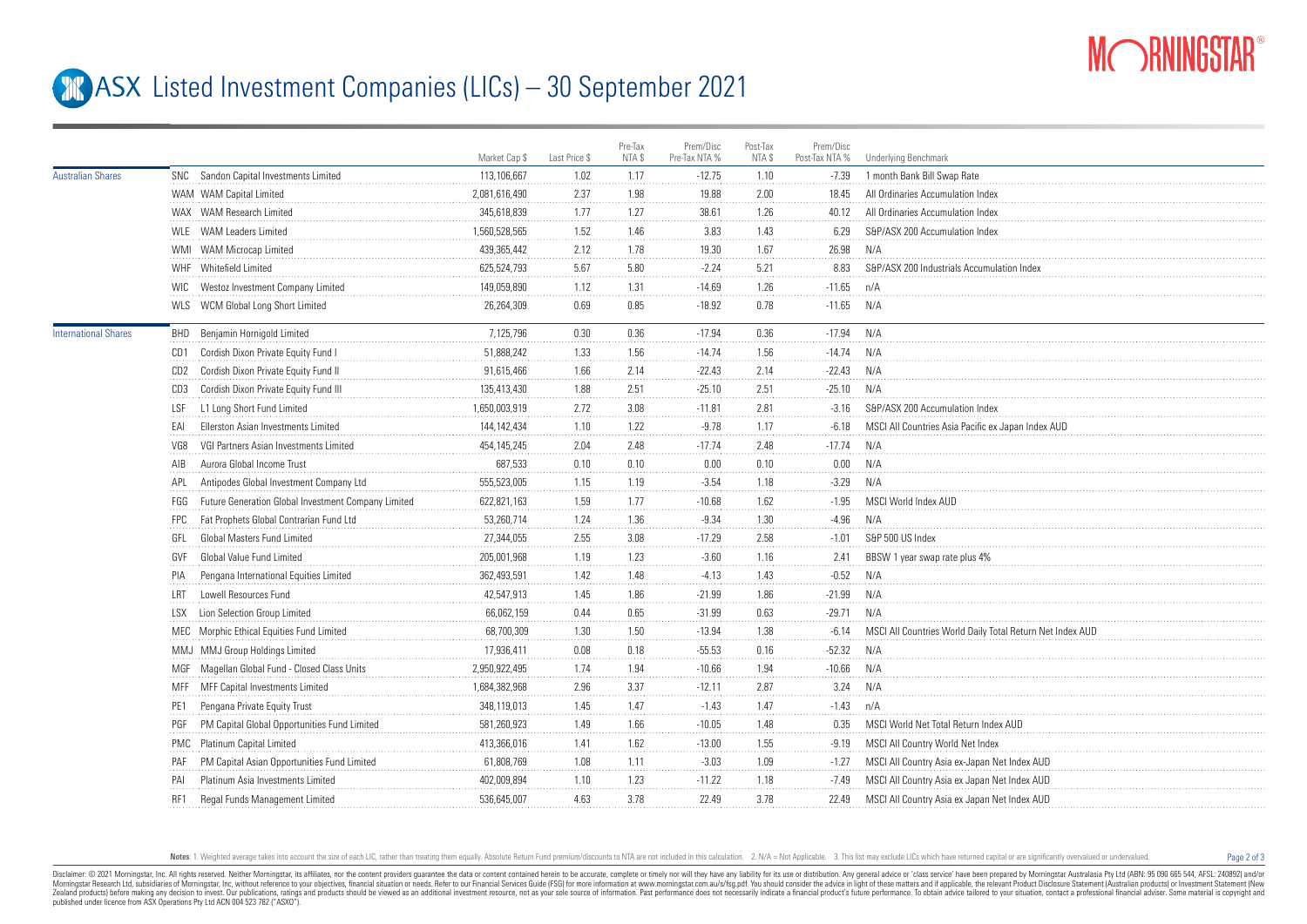# ASX Listed Investment Companies (LICs) – 30 September 2021

| | | | Market Cap $ | Last Price $ | Pre-Tax NTA $ | Prem/Disc Pre-Tax NTA % | Post-Tax NTA $ | Prem/Disc Post-Tax NTA % | Underlying Benchmark |
|---|---|---|---|---|---|---|---|---|---|
| Australian Shares | SNC | Sandon Capital Investments Limited | 113,106,667 | 1.02 | 1.17 | -12.75 | 1.10 | -7.39 | 1 month Bank Bill Swap Rate |
| | WAM | WAM Capital Limited | 2,081,616,490 | 2.37 | 1.98 | 19.88 | 2.00 | 18.45 | All Ordinaries Accumulation Index |
| | WAX | WAM Research Limited | 345,618,839 | 1.77 | 1.27 | 38.61 | 1.26 | 40.12 | All Ordinaries Accumulation Index |
| | WLE | WAM Leaders Limited | 1,560,528,565 | 1.52 | 1.46 | 3.83 | 1.43 | 6.29 | S&P/ASX 200 Accumulation Index |
| | WMI | WAM Microcap Limited | 439,365,442 | 2.12 | 1.78 | 19.30 | 1.67 | 26.98 | N/A |
| | WHF | Whitefield Limited | 625,524,793 | 5.67 | 5.80 | -2.24 | 5.21 | 8.83 | S&P/ASX 200 Industrials Accumulation Index |
| | WIC | Westoz Investment Company Limited | 149,059,890 | 1.12 | 1.31 | -14.69 | 1.26 | -11.65 | n/A |
| | WLS | WCM Global Long Short Limited | 26,264,309 | 0.69 | 0.85 | -18.92 | 0.78 | -11.65 | N/A |
| International Shares | BHD | Benjamin Hornigold Limited | 7,125,796 | 0.30 | 0.36 | -17.94 | 0.36 | -17.94 | N/A |
| | CD1 | Cordish Dixon Private Equity Fund I | 51,888,242 | 1.33 | 1.56 | -14.74 | 1.56 | -14.74 | N/A |
| | CD2 | Cordish Dixon Private Equity Fund II | 91,615,466 | 1.66 | 2.14 | -22.43 | 2.14 | -22.43 | N/A |
| | CD3 | Cordish Dixon Private Equity Fund III | 135,413,430 | 1.88 | 2.51 | -25.10 | 2.51 | -25.10 | N/A |
| | LSF | L1 Long Short Fund Limited | 1,650,003,919 | 2.72 | 3.08 | -11.81 | 2.81 | -3.16 | S&P/ASX 200 Accumulation Index |
| | EAI | Ellerston Asian Investments Limited | 144,142,434 | 1.10 | 1.22 | -9.78 | 1.17 | -6.18 | MSCI All Countries Asia Pacific ex Japan Index AUD |
| | VG8 | VGI Partners Asian Investments Limited | 454,145,245 | 2.04 | 2.48 | -17.74 | 2.48 | -17.74 | N/A |
| | AIB | Aurora Global Income Trust | 687,533 | 0.10 | 0.10 | 0.00 | 0.10 | 0.00 | N/A |
| | APL | Antipodes Global Investment Company Ltd | 555,523,005 | 1.15 | 1.19 | -3.54 | 1.18 | -3.29 | N/A |
| | FGG | Future Generation Global Investment Company Limited | 622,821,163 | 1.59 | 1.77 | -10.68 | 1.62 | -1.95 | MSCI World Index AUD |
| | FPC | Fat Prophets Global Contrarian Fund Ltd | 53,260,714 | 1.24 | 1.36 | -9.34 | 1.30 | -4.96 | N/A |
| | GFL | Global Masters Fund Limited | 27,344,055 | 2.55 | 3.08 | -17.29 | 2.58 | -1.01 | S&P 500 US Index |
| | GVF | Global Value Fund Limited | 205,001,968 | 1.19 | 1.23 | -3.60 | 1.16 | 2.41 | BBSW 1 year swap rate plus 4% |
| | PIA | Pengana International Equities Limited | 362,493,591 | 1.42 | 1.48 | -4.13 | 1.43 | -0.52 | N/A |
| | LRT | Lowell Resources Fund | 42,547,913 | 1.45 | 1.86 | -21.99 | 1.86 | -21.99 | N/A |
| | LSX | Lion Selection Group Limited | 66,062,159 | 0.44 | 0.65 | -31.99 | 0.63 | -29.71 | N/A |
| | MEC | Morphic Ethical Equities Fund Limited | 68,700,309 | 1.30 | 1.50 | -13.94 | 1.38 | -6.14 | MSCI All Countries World Daily Total Return Net Index AUD |
| | MMJ | MMJ Group Holdings Limited | 17,936,411 | 0.08 | 0.18 | -55.53 | 0.16 | -52.32 | N/A |
| | MGF | Magellan Global Fund - Closed Class Units | 2,950,922,495 | 1.74 | 1.94 | -10.66 | 1.94 | -10.66 | N/A |
| | MFF | MFF Capital Investments Limited | 1,684,382,968 | 2.96 | 3.37 | -12.11 | 2.87 | 3.24 | N/A |
| | PE1 | Pengana Private Equity Trust | 348,119,013 | 1.45 | 1.47 | -1.43 | 1.47 | -1.43 | n/A |
| | PGF | PM Capital Global Opportunities Fund Limited | 581,260,923 | 1.49 | 1.66 | -10.05 | 1.48 | 0.35 | MSCI World Net Total Return Index AUD |
| | PMC | Platinum Capital Limited | 413,366,016 | 1.41 | 1.62 | -13.00 | 1.55 | -9.19 | MSCI All Country World Net Index |
| | PAF | PM Capital Asian Opportunities Fund Limited | 61,808,769 | 1.08 | 1.11 | -3.03 | 1.09 | -1.27 | MSCI All Country Asia ex-Japan Net Index AUD |
| | PAI | Platinum Asia Investments Limited | 402,009,894 | 1.10 | 1.23 | -11.22 | 1.18 | -7.49 | MSCI All Country Asia ex Japan Net Index AUD |
| | RF1 | Regal Funds Management Limited | 536,645,007 | 4.63 | 3.78 | 22.49 | 3.78 | 22.49 | MSCI All Country Asia ex Japan Net Index AUD |

**Notes**: 1. Weighted average takes into account the size of each LIC, rather than treating them equally. Absolute Return Fund premium/discounts to NTA are not included in this calculation. 2. N/A = Not Applicable. 3. This list may exclude LICs which have returned capital or are significantly overvalued or undervalued.

Disclaimer: © 2021 Morningstar, Inc. All rights reserved. Neither Morningstar, its affiliates, nor the content providers guarantee the data or content contained herein to be accurate, complete or timely nor will they have any liability for its use or distribution. Any general advice or 'class service' have been prepared by Morningstar Australasia Pty Ltd (ABN: 95 090 665 544, AFSL: 240892) and/or Morningstar Research Ltd, subsidiaries of Morningstar, Inc, without reference to your objectives, financial situation or needs. Refer to our Financial Services Guide (FSG) for more information at www.morningstar.com.au/s/fsg.pdf. You should consider the advice in light of these matters and if applicable, the relevant Product Disclosure Statement (Australian products) or Investment Statement (New Zealand products) before making any decision to invest. Our publications, ratings and products should be viewed as an additional investment resource, not as your sole source of information. Past performance does not necessarily indicate a financial product's future performance. To obtain advice tailored to your situation, contact a professional financial adviser. Some material is copyright and published under licence from ASX Operations Pty Ltd ACN 004 523 782 ("ASXO").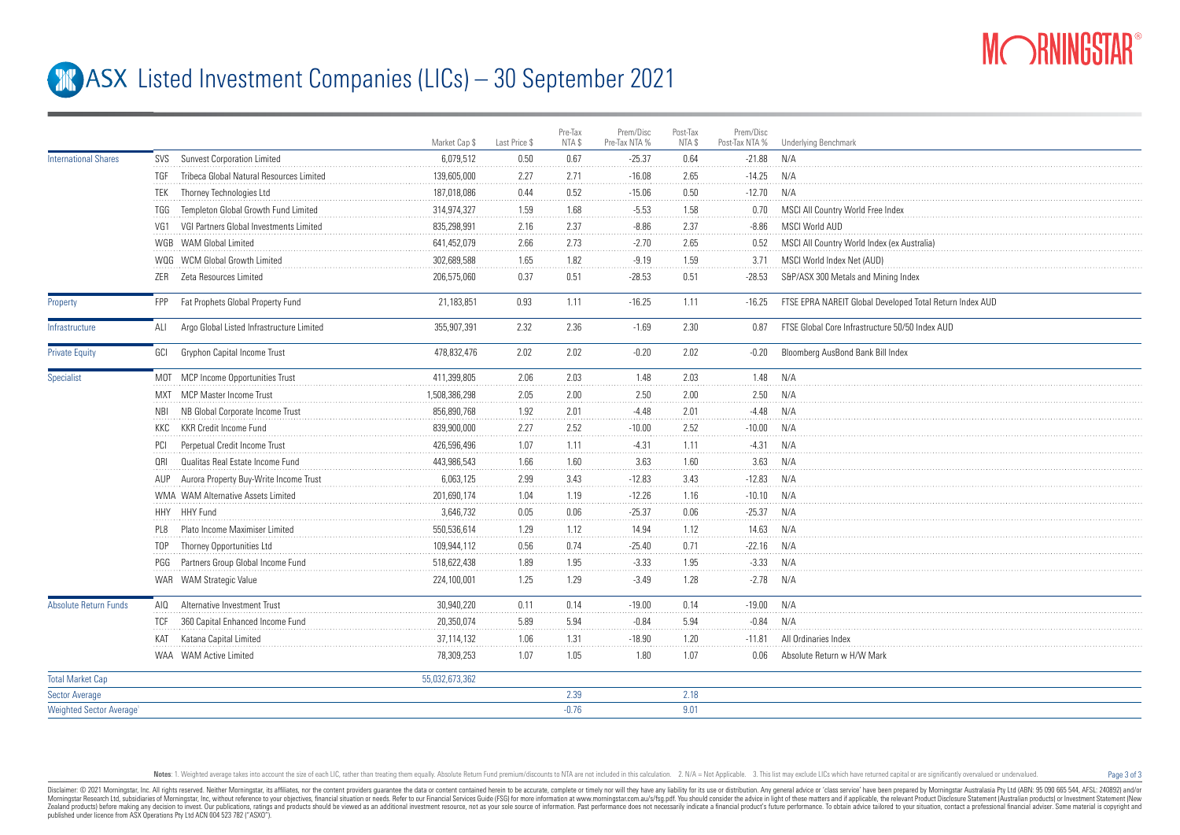# ASX Listed Investment Companies (LICs) – 30 September 2021

| | | | Market Cap $ | Last Price $ | Pre-Tax NTA $ | Prem/Disc Pre-Tax NTA % | Post-Tax NTA $ | Prem/Disc Post-Tax NTA % | Underlying Benchmark |
|---|---|---|---|---|---|---|---|---|---|
| International Shares | SVS | Sunvest Corporation Limited | 6,079,512 | 0.50 | 0.67 | -25.37 | 0.64 | -21.88 | N/A |
| | TGF | Tribeca Global Natural Resources Limited | 139,605,000 | 2.27 | 2.71 | -16.08 | 2.65 | -14.25 | N/A |
| | TEK | Thorney Technologies Ltd | 187,018,086 | 0.44 | 0.52 | -15.06 | 0.50 | -12.70 | N/A |
| | TGG | Templeton Global Growth Fund Limited | 314,974,327 | 1.59 | 1.68 | -5.53 | 1.58 | 0.70 | MSCI All Country World Free Index |
| | VG1 | VGI Partners Global Investments Limited | 835,298,991 | 2.16 | 2.37 | -8.86 | 2.37 | -8.86 | MSCI World AUD |
| | WGB | WAM Global Limited | 641,452,079 | 2.66 | 2.73 | -2.70 | 2.65 | 0.52 | MSCI All Country World Index (ex Australia) |
| | WQG | WCM Global Growth Limited | 302,689,588 | 1.65 | 1.82 | -9.19 | 1.59 | 3.71 | MSCI World Index Net (AUD) |
| | ZER | Zeta Resources Limited | 206,575,060 | 0.37 | 0.51 | -28.53 | 0.51 | -28.53 | S&P/ASX 300 Metals and Mining Index |
| Property | FPP | Fat Prophets Global Property Fund | 21,183,851 | 0.93 | 1.11 | -16.25 | 1.11 | -16.25 | FTSE EPRA NAREIT Global Developed Total Return Index AUD |
| Infrastructure | ALI | Argo Global Listed Infrastructure Limited | 355,907,391 | 2.32 | 2.36 | -1.69 | 2.30 | 0.87 | FTSE Global Core Infrastructure 50/50 Index AUD |
| Private Equity | GCI | Gryphon Capital Income Trust | 478,832,476 | 2.02 | 2.02 | -0.20 | 2.02 | -0.20 | Bloomberg AusBond Bank Bill Index |
| Specialist | MOT | MCP Income Opportunities Trust | 411,399,805 | 2.06 | 2.03 | 1.48 | 2.03 | 1.48 | N/A |
| | MXT | MCP Master Income Trust | 1,508,386,298 | 2.05 | 2.00 | 2.50 | 2.00 | 2.50 | N/A |
| | NBI | NB Global Corporate Income Trust | 856,890,768 | 1.92 | 2.01 | -4.48 | 2.01 | -4.48 | N/A |
| | KKC | KKR Credit Income Fund | 839,900,000 | 2.27 | 2.52 | -10.00 | 2.52 | -10.00 | N/A |
| | PCI | Perpetual Credit Income Trust | 426,596,496 | 1.07 | 1.11 | -4.31 | 1.11 | -4.31 | N/A |
| | QRI | Qualitas Real Estate Income Fund | 443,986,543 | 1.66 | 1.60 | 3.63 | 1.60 | 3.63 | N/A |
| | AUP | Aurora Property Buy-Write Income Trust | 6,063,125 | 2.99 | 3.43 | -12.83 | 3.43 | -12.83 | N/A |
| | WMA | WAM Alternative Assets Limited | 201,690,174 | 1.04 | 1.19 | -12.26 | 1.16 | -10.10 | N/A |
| | HHY | HHY Fund | 3,646,732 | 0.05 | 0.06 | -25.37 | 0.06 | -25.37 | N/A |
| | PL8 | Plato Income Maximiser Limited | 550,536,614 | 1.29 | 1.12 | 14.94 | 1.12 | 14.63 | N/A |
| | TOP | Thorney Opportunities Ltd | 109,944,112 | 0.56 | 0.74 | -25.40 | 0.71 | -22.16 | N/A |
| | PGG | Partners Group Global Income Fund | 518,622,438 | 1.89 | 1.95 | -3.33 | 1.95 | -3.33 | N/A |
| | WAR | WAM Strategic Value | 224,100,001 | 1.25 | 1.29 | -3.49 | 1.28 | -2.78 | N/A |
| Absolute Return Funds | AIQ | Alternative Investment Trust | 30,940,220 | 0.11 | 0.14 | -19.00 | 0.14 | -19.00 | N/A |
| | TCF | 360 Capital Enhanced Income Fund | 20,350,074 | 5.89 | 5.94 | -0.84 | 5.94 | -0.84 | N/A |
| | KAT | Katana Capital Limited | 37,114,132 | 1.06 | 1.31 | -18.90 | 1.20 | -11.81 | All Ordinaries Index |
| | WAA | WAM Active Limited | 78,309,253 | 1.07 | 1.05 | 1.80 | 1.07 | 0.06 | Absolute Return w H/W Mark |
| Total Market Cap | | | 55,032,673,362 | | | | | | |
| Sector Average | | | | | 2.39 | | 2.18 | | |
| Weighted Sector Average[1] | | | | | -0.76 | | 9.01 | | |

Notes: 1. Weighted average takes into account the size of each LIC, rather than treating them equally. Absolute Return Fund premium/discounts to NTA are not included in this calculation. 2. N/A = Not Applicable. 3. This list may exclude LICs which have returned capital or are significantly overvalued or undervalued.

Disclaimer: © 2021 Morningstar, Inc. All rights reserved. Neither Morningstar, its affiliates, nor the content providers guarantee the data or content contained herein to be accurate, complete or timely nor will they have any liability for its use or distribution. Any general advice or 'class service' have been prepared by Morningstar Australasia Pty Ltd (ABN: 95 090 665 544, AFSL: 240892) and/or Morningstar Research Ltd, subsidiaries of Morningstar, Inc, without reference to your objectives, financial situation or needs. Refer to our Financial Services Guide (FSG) for more information at www.morningstar.com.au/s/fsg.pdf. You should consider the advice in light of these matters and if applicable, the relevant Product Disclosure Statement (Australian products) or Investment Statement (New Zealand products) before making any decision to invest. Our publications, ratings and products should be viewed as an additional investment resource, not as your sole source of information. Past performance does not necessarily indicate a financial product's future performance. To obtain advice tailored to your situation, contact a professional financial adviser. Some material is copyright and published under licence from ASX Operations Pty Ltd ACN 004 523 782 ("ASXO").